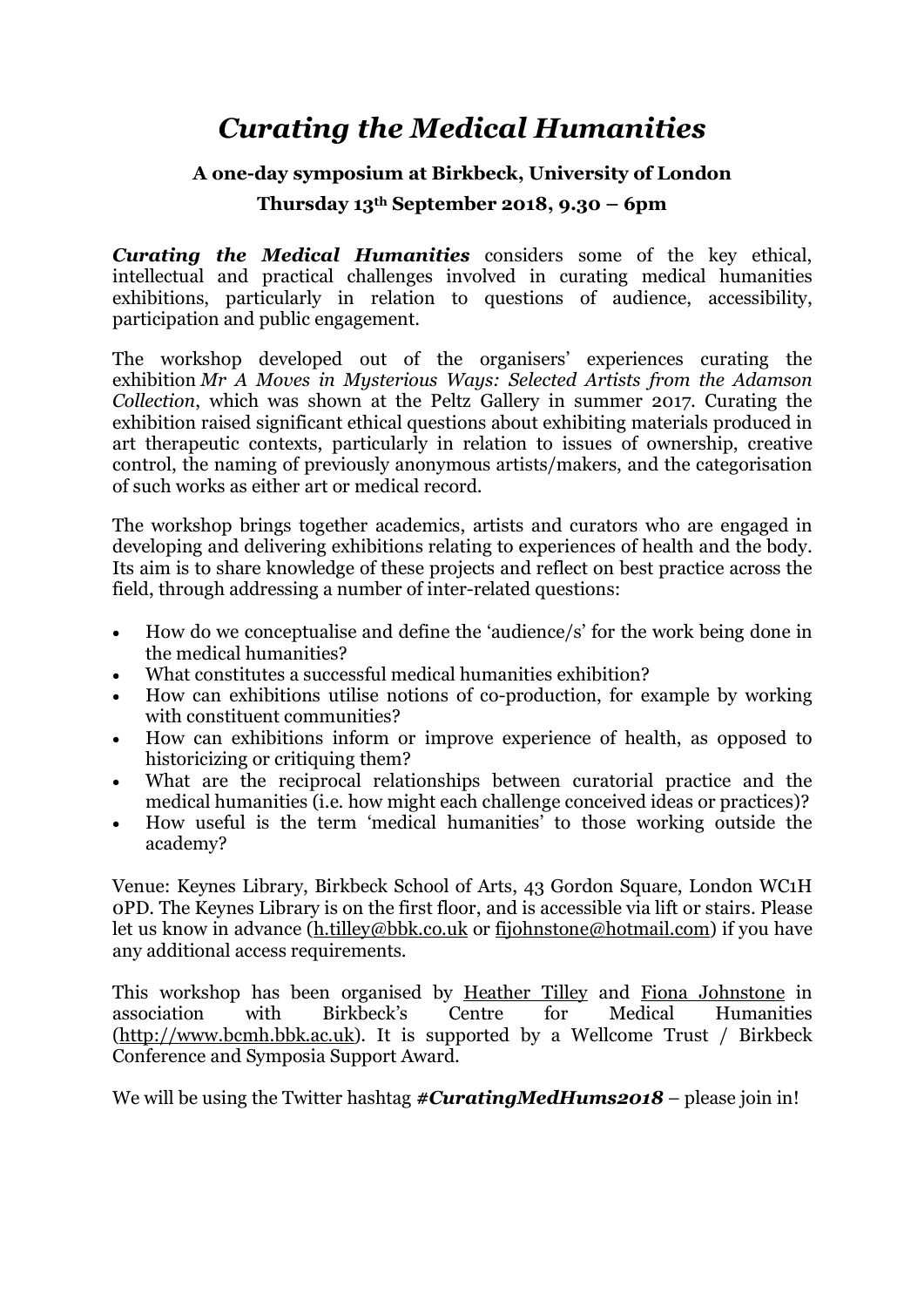# *Curating the Medical Humanities*

### A one-day symposium at Birkbeck, University of London

### Thursday 13th September 2018, 9.30 – 6pm

***Curating the Medical Humanities*** considers some of the key ethical, intellectual and practical challenges involved in curating medical humanities exhibitions, particularly in relation to questions of audience, accessibility, participation and public engagement.

The workshop developed out of the organisers' experiences curating the exhibition *Mr A Moves in Mysterious Ways: Selected Artists from the Adamson Collection*, which was shown at the Peltz Gallery in summer 2017. Curating the exhibition raised significant ethical questions about exhibiting materials produced in art therapeutic contexts, particularly in relation to issues of ownership, creative control, the naming of previously anonymous artists/makers, and the categorisation of such works as either art or medical record.

The workshop brings together academics, artists and curators who are engaged in developing and delivering exhibitions relating to experiences of health and the body. Its aim is to share knowledge of these projects and reflect on best practice across the field, through addressing a number of inter-related questions:

- How do we conceptualise and define the 'audience/s' for the work being done in the medical humanities?
- What constitutes a successful medical humanities exhibition?
- How can exhibitions utilise notions of co-production, for example by working with constituent communities?
- How can exhibitions inform or improve experience of health, as opposed to historicizing or critiquing them?
- What are the reciprocal relationships between curatorial practice and the medical humanities (i.e. how might each challenge conceived ideas or practices)?
- How useful is the term 'medical humanities' to those working outside the academy?

Venue: Keynes Library, Birkbeck School of Arts, 43 Gordon Square, London WC1H 0PD. The Keynes Library is on the first floor, and is accessible via lift or stairs. Please let us know in advance (h.tilley@bbk.co.uk or fijohnstone@hotmail.com) if you have any additional access requirements.

This workshop has been organised by Heather Tilley and Fiona Johnstone in association with Birkbeck's Centre for Medical Humanities (http://www.bcmh.bbk.ac.uk). It is supported by a Wellcome Trust / Birkbeck Conference and Symposia Support Award.

We will be using the Twitter hashtag ***#CuratingMedHums2018*** – please join in!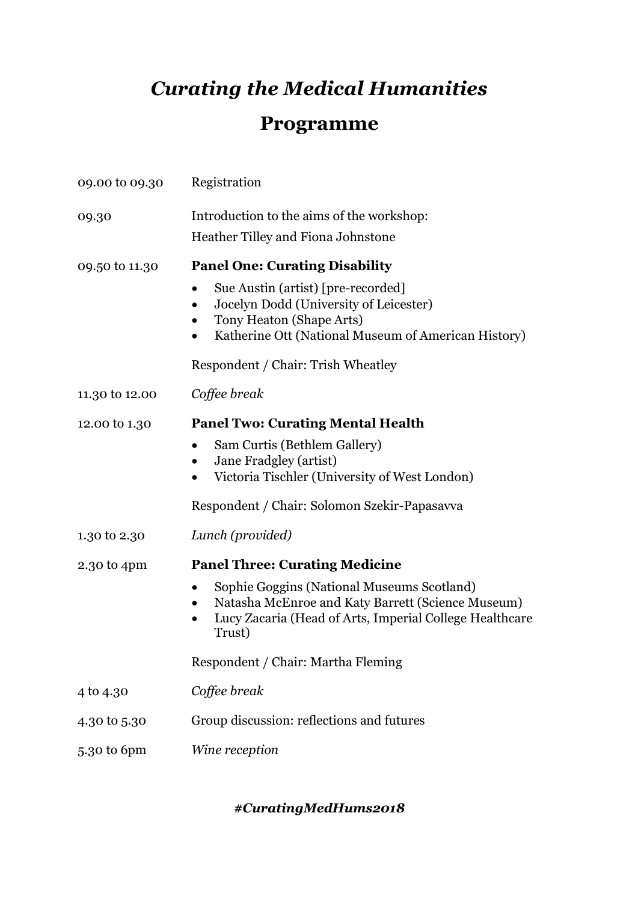# *Curating the Medical Humanities*

## Programme

09.00 to 09.30 Registration

09.30 Introduction to the aims of the workshop:

Heather Tilley and Fiona Johnstone

09.50 to 11.30 **Panel One: Curating Disability**

- Sue Austin (artist) [pre-recorded]
- Jocelyn Dodd (University of Leicester)
- Tony Heaton (Shape Arts)
- Katherine Ott (National Museum of American History)

Respondent / Chair: Trish Wheatley

11.30 to 12.00 *Coffee break*

12.00 to 1.30 **Panel Two: Curating Mental Health**

- Sam Curtis (Bethlem Gallery)
- Jane Fradgley (artist)
- Victoria Tischler (University of West London)

Respondent / Chair: Solomon Szekir-Papasavva

1.30 to 2.30 *Lunch (provided)*

2.30 to 4pm **Panel Three: Curating Medicine**

- Sophie Goggins (National Museums Scotland)
- Natasha McEnroe and Katy Barrett (Science Museum)
- Lucy Zacaria (Head of Arts, Imperial College Healthcare Trust)

Respondent / Chair: Martha Fleming

4 to 4.30 *Coffee break*

4.30 to 5.30 Group discussion: reflections and futures

5.30 to 6pm *Wine reception*

***#CuratingMedHums2018***